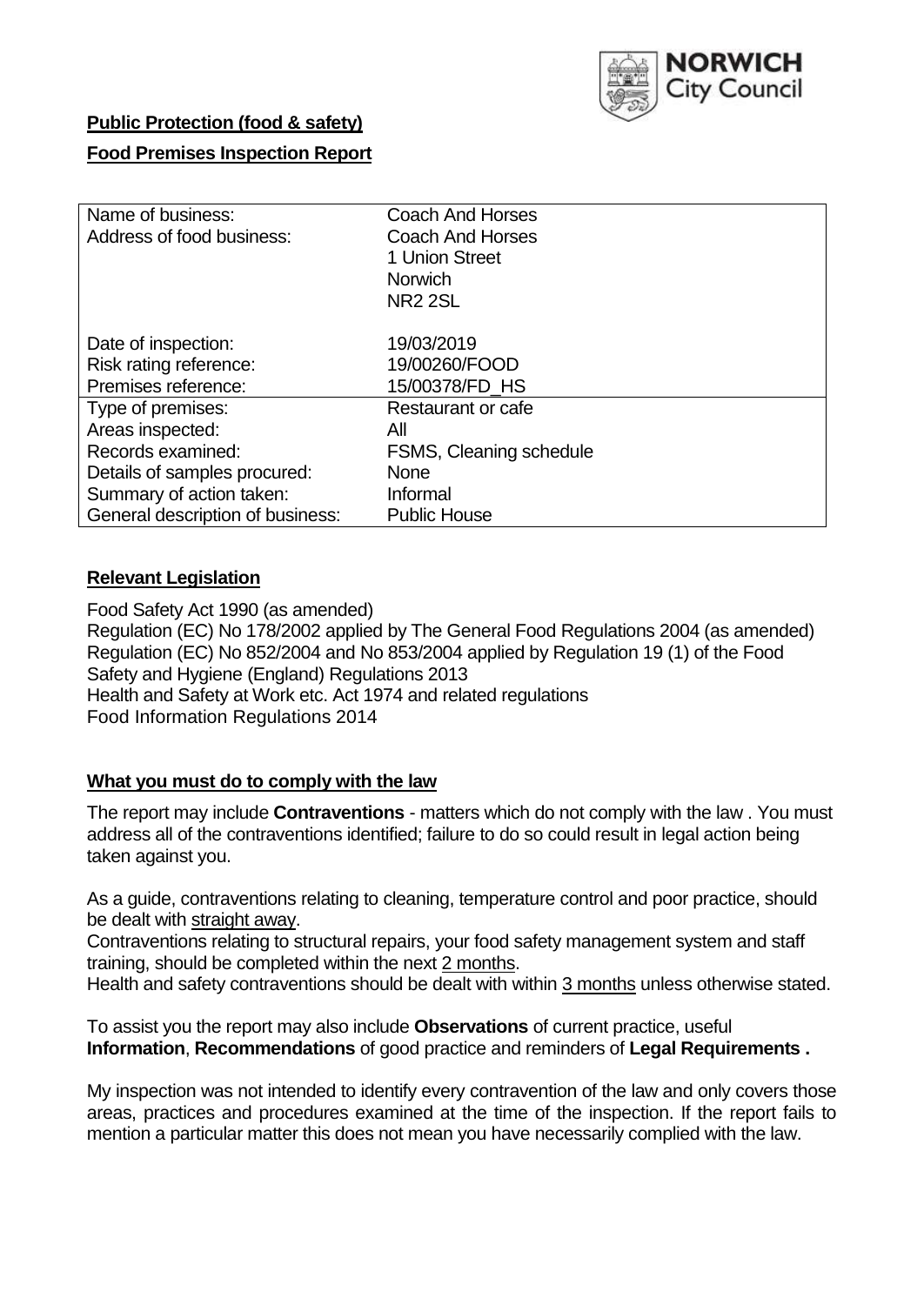NORWICH City Council

**Public Protection (food & safety)**

**Food Premises Inspection Report**

| Name of business: | Coach And Horses |
|---|---|
| Address of food business: | Coach And Horses<br>1 Union Street<br>Norwich<br>NR2 2SL |
| Date of inspection: | 19/03/2019 |
| Risk rating reference: | 19/00260/FOOD |
| Premises reference: | 15/00378/FD_HS |
| Type of premises: | Restaurant or cafe |
| Areas inspected: | All |
| Records examined: | FSMS, Cleaning schedule |
| Details of samples procured: | None |
| Summary of action taken: | Informal |
| General description of business: | Public House |

## Relevant Legislation

Food Safety Act 1990 (as amended)
Regulation (EC) No 178/2002 applied by The General Food Regulations 2004 (as amended)
Regulation (EC) No 852/2004 and No 853/2004 applied by Regulation 19 (1) of the Food Safety and Hygiene (England) Regulations 2013
Health and Safety at Work etc. Act 1974 and related regulations
Food Information Regulations 2014

## What you must do to comply with the law

The report may include **Contraventions** - matters which do not comply with the law . You must address all of the contraventions identified; failure to do so could result in legal action being taken against you.

As a guide, contraventions relating to cleaning, temperature control and poor practice, should be dealt with straight away.
Contraventions relating to structural repairs, your food safety management system and staff training, should be completed within the next 2 months.
Health and safety contraventions should be dealt with within 3 months unless otherwise stated.

To assist you the report may also include **Observations** of current practice, useful **Information**, **Recommendations** of good practice and reminders of **Legal Requirements .**

My inspection was not intended to identify every contravention of the law and only covers those areas, practices and procedures examined at the time of the inspection. If the report fails to mention a particular matter this does not mean you have necessarily complied with the law.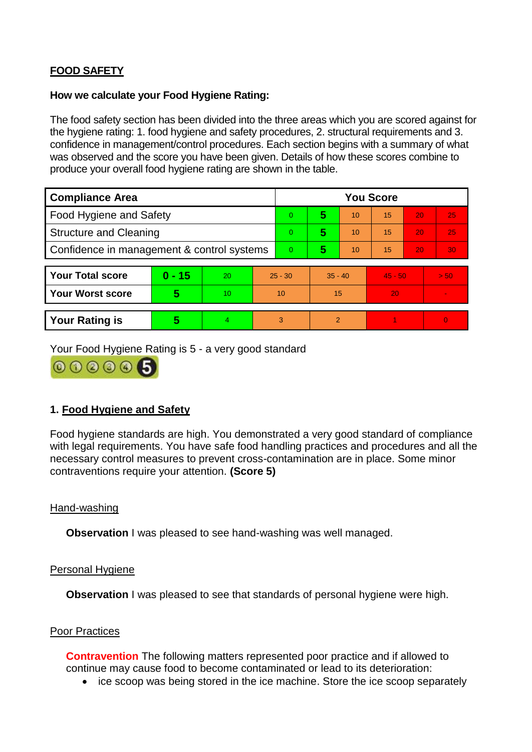**FOOD SAFETY**

**How we calculate your Food Hygiene Rating:**

The food safety section has been divided into the three areas which you are scored against for the hygiene rating: 1. food hygiene and safety procedures, 2. structural requirements and 3. confidence in management/control procedures. Each section begins with a summary of what was observed and the score you have been given. Details of how these scores combine to produce your overall food hygiene rating are shown in the table.

| Compliance Area | You Score | | | | | |
|---|---|---|---|---|---|---|
| Food Hygiene and Safety | 0 | **5** | 10 | 15 | 20 | 25 |
| Structure and Cleaning | 0 | **5** | 10 | 15 | 20 | 25 |
| Confidence in management & control systems | 0 | **5** | 10 | 15 | 20 | 30 |

| | | | | | | |
|---|---|---|---|---|---|---|
| **Your Total score** | **0 - 15** | 20 | 25 - 30 | 35 - 40 | 45 - 50 | > 50 |
| **Your Worst score** | **5** | 10 | 10 | 15 | 20 | - |

| | | | | | | |
|---|---|---|---|---|---|---|
| **Your Rating is** | **5** | 4 | 3 | 2 | 1 | 0 |

Your Food Hygiene Rating is 5 - a very good standard

## 1. Food Hygiene and Safety

Food hygiene standards are high. You demonstrated a very good standard of compliance with legal requirements. You have safe food handling practices and procedures and all the necessary control measures to prevent cross-contamination are in place. Some minor contraventions require your attention. **(Score 5)**

### Hand-washing

**Observation** I was pleased to see hand-washing was well managed.

### Personal Hygiene

**Observation** I was pleased to see that standards of personal hygiene were high.

### Poor Practices

**Contravention** The following matters represented poor practice and if allowed to continue may cause food to become contaminated or lead to its deterioration:

- ice scoop was being stored in the ice machine. Store the ice scoop separately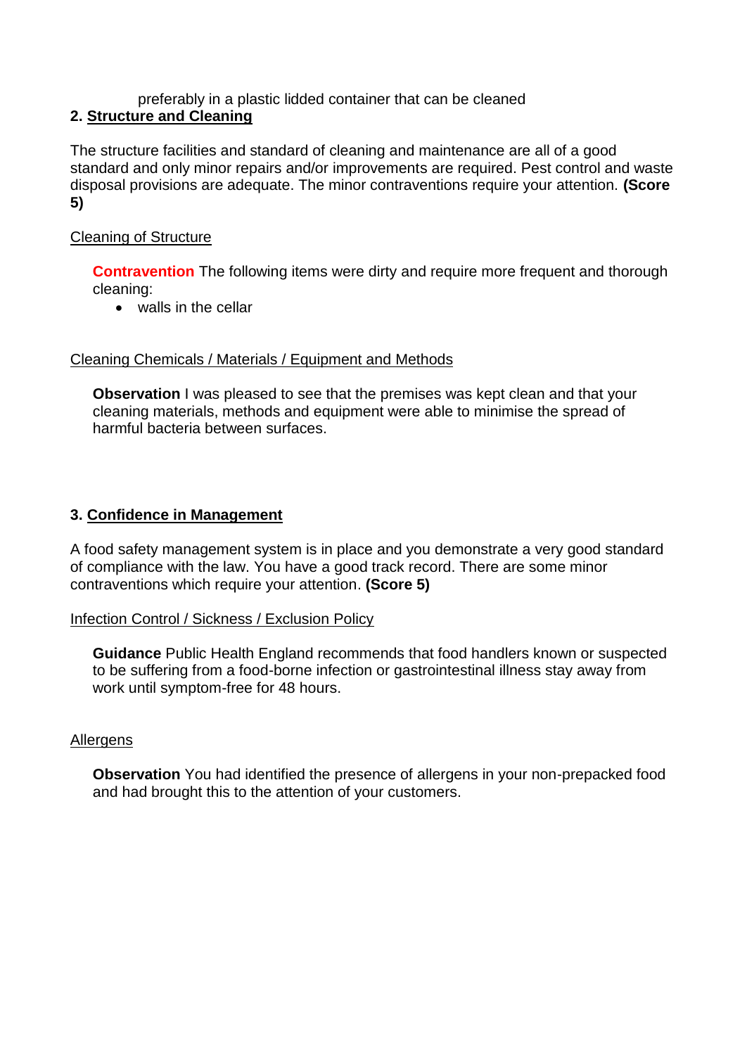preferably in a plastic lidded container that can be cleaned

## 2. Structure and Cleaning

The structure facilities and standard of cleaning and maintenance are all of a good standard and only minor repairs and/or improvements are required. Pest control and waste disposal provisions are adequate. The minor contraventions require your attention. **(Score 5)**

Cleaning of Structure

**Contravention** The following items were dirty and require more frequent and thorough cleaning:

- walls in the cellar

Cleaning Chemicals / Materials / Equipment and Methods

**Observation** I was pleased to see that the premises was kept clean and that your cleaning materials, methods and equipment were able to minimise the spread of harmful bacteria between surfaces.

## 3. Confidence in Management

A food safety management system is in place and you demonstrate a very good standard of compliance with the law. You have a good track record. There are some minor contraventions which require your attention. **(Score 5)**

Infection Control / Sickness / Exclusion Policy

**Guidance** Public Health England recommends that food handlers known or suspected to be suffering from a food-borne infection or gastrointestinal illness stay away from work until symptom-free for 48 hours.

Allergens

**Observation** You had identified the presence of allergens in your non-prepacked food and had brought this to the attention of your customers.